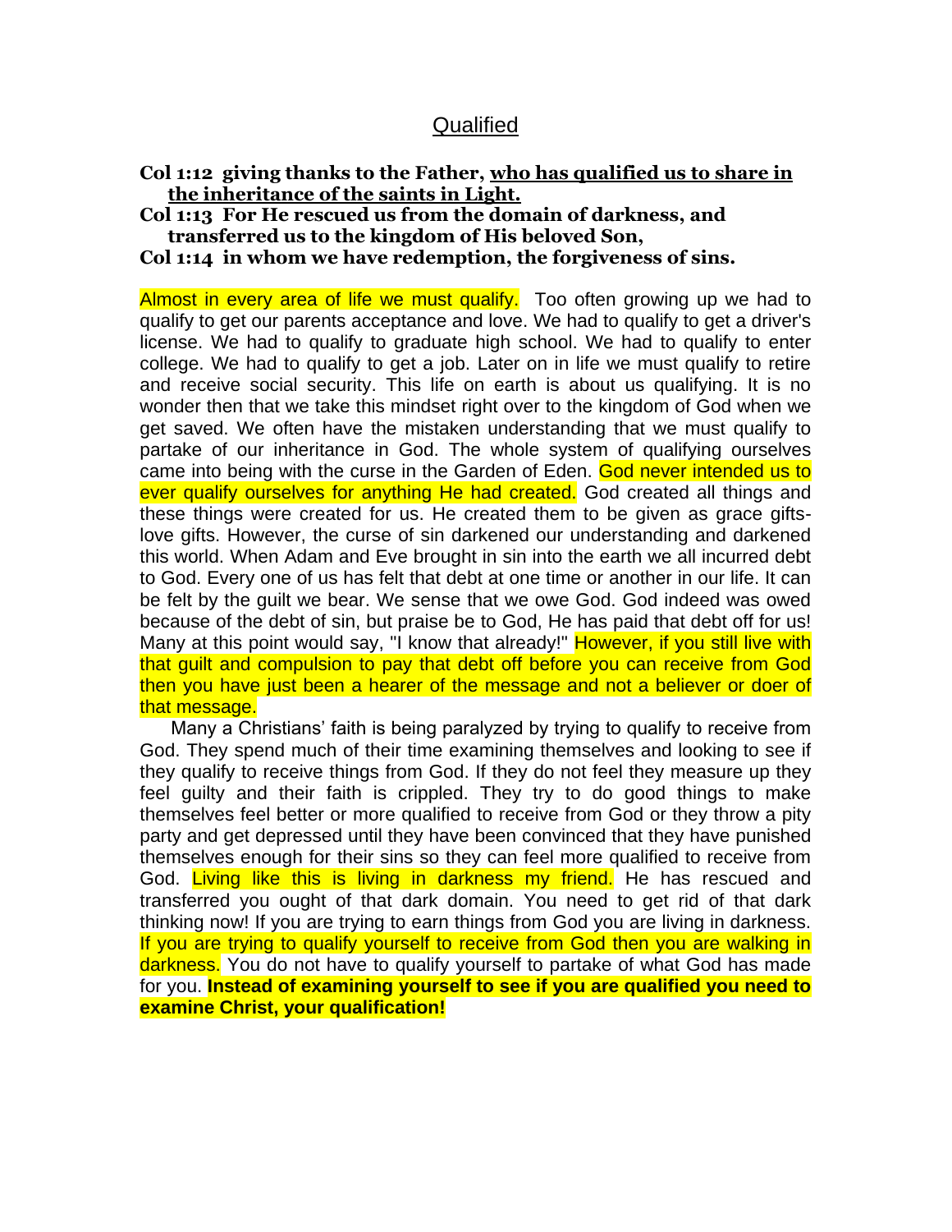# Qualified

**Col 1:12 giving thanks to the Father, <u>who has qualified us to share in the inheritance of the saints in Light.</u>**
**Col 1:13 For He rescued us from the domain of darkness, and transferred us to the kingdom of His beloved Son,**
**Col 1:14 in whom we have redemption, the forgiveness of sins.**

Almost in every area of life we must qualify. Too often growing up we had to qualify to get our parents acceptance and love. We had to qualify to get a driver's license. We had to qualify to graduate high school. We had to qualify to enter college. We had to qualify to get a job. Later on in life we must qualify to retire and receive social security. This life on earth is about us qualifying. It is no wonder then that we take this mindset right over to the kingdom of God when we get saved. We often have the mistaken understanding that we must qualify to partake of our inheritance in God. The whole system of qualifying ourselves came into being with the curse in the Garden of Eden. God never intended us to ever qualify ourselves for anything He had created. God created all things and these things were created for us. He created them to be given as grace gifts-love gifts. However, the curse of sin darkened our understanding and darkened this world. When Adam and Eve brought in sin into the earth we all incurred debt to God. Every one of us has felt that debt at one time or another in our life. It can be felt by the guilt we bear. We sense that we owe God. God indeed was owed because of the debt of sin, but praise be to God, He has paid that debt off for us! Many at this point would say, "I know that already!" However, if you still live with that guilt and compulsion to pay that debt off before you can receive from God then you have just been a hearer of the message and not a believer or doer of that message.

Many a Christians' faith is being paralyzed by trying to qualify to receive from God. They spend much of their time examining themselves and looking to see if they qualify to receive things from God. If they do not feel they measure up they feel guilty and their faith is crippled. They try to do good things to make themselves feel better or more qualified to receive from God or they throw a pity party and get depressed until they have been convinced that they have punished themselves enough for their sins so they can feel more qualified to receive from God. Living like this is living in darkness my friend. He has rescued and transferred you ought of that dark domain. You need to get rid of that dark thinking now! If you are trying to earn things from God you are living in darkness. If you are trying to qualify yourself to receive from God then you are walking in darkness. You do not have to qualify yourself to partake of what God has made for you. **Instead of examining yourself to see if you are qualified you need to examine Christ, your qualification!**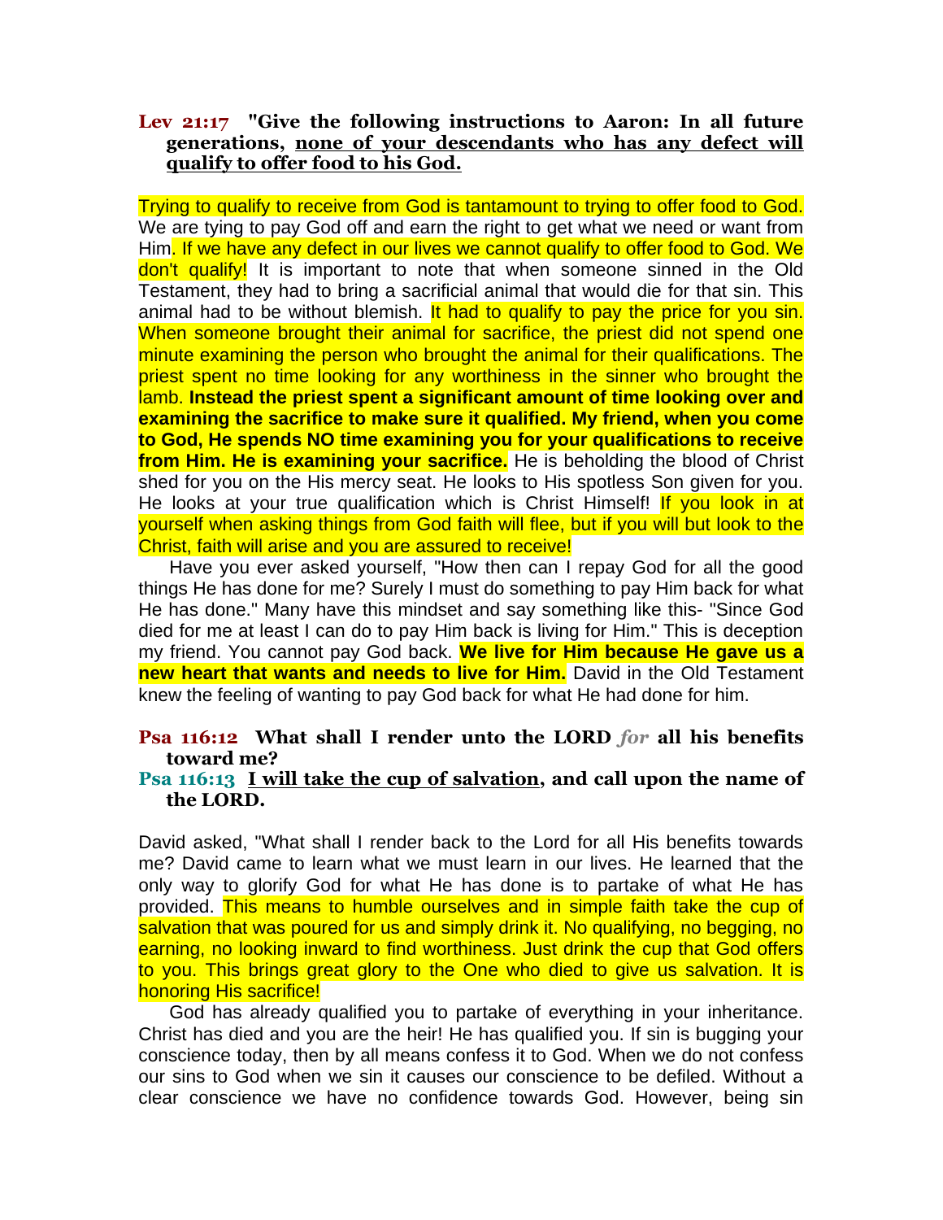**Lev 21:17 "Give the following instructions to Aaron: In all future generations, <u>none of your descendants who has any defect will qualify to offer food to his God.</u>**

Trying to qualify to receive from God is tantamount to trying to offer food to God. We are tying to pay God off and earn the right to get what we need or want from Him. If we have any defect in our lives we cannot qualify to offer food to God. We don't qualify! It is important to note that when someone sinned in the Old Testament, they had to bring a sacrificial animal that would die for that sin. This animal had to be without blemish. It had to qualify to pay the price for you sin. When someone brought their animal for sacrifice, the priest did not spend one minute examining the person who brought the animal for their qualifications. The priest spent no time looking for any worthiness in the sinner who brought the lamb. **Instead the priest spent a significant amount of time looking over and examining the sacrifice to make sure it qualified. My friend, when you come to God, He spends NO time examining you for your qualifications to receive from Him. He is examining your sacrifice.** He is beholding the blood of Christ shed for you on the His mercy seat. He looks to His spotless Son given for you. He looks at your true qualification which is Christ Himself! If you look in at yourself when asking things from God faith will flee, but if you will but look to the Christ, faith will arise and you are assured to receive!

Have you ever asked yourself, "How then can I repay God for all the good things He has done for me? Surely I must do something to pay Him back for what He has done." Many have this mindset and say something like this- "Since God died for me at least I can do to pay Him back is living for Him." This is deception my friend. You cannot pay God back. **We live for Him because He gave us a new heart that wants and needs to live for Him.** David in the Old Testament knew the feeling of wanting to pay God back for what He had done for him.

**Psa 116:12 What shall I render unto the LORD *for* all his benefits toward me?**
**Psa 116:13 <u>I will take the cup of salvation</u>, and call upon the name of the LORD.**

David asked, "What shall I render back to the Lord for all His benefits towards me? David came to learn what we must learn in our lives. He learned that the only way to glorify God for what He has done is to partake of what He has provided. This means to humble ourselves and in simple faith take the cup of salvation that was poured for us and simply drink it. No qualifying, no begging, no earning, no looking inward to find worthiness. Just drink the cup that God offers to you. This brings great glory to the One who died to give us salvation. It is honoring His sacrifice!

God has already qualified you to partake of everything in your inheritance. Christ has died and you are the heir! He has qualified you. If sin is bugging your conscience today, then by all means confess it to God. When we do not confess our sins to God when we sin it causes our conscience to be defiled. Without a clear conscience we have no confidence towards God. However, being sin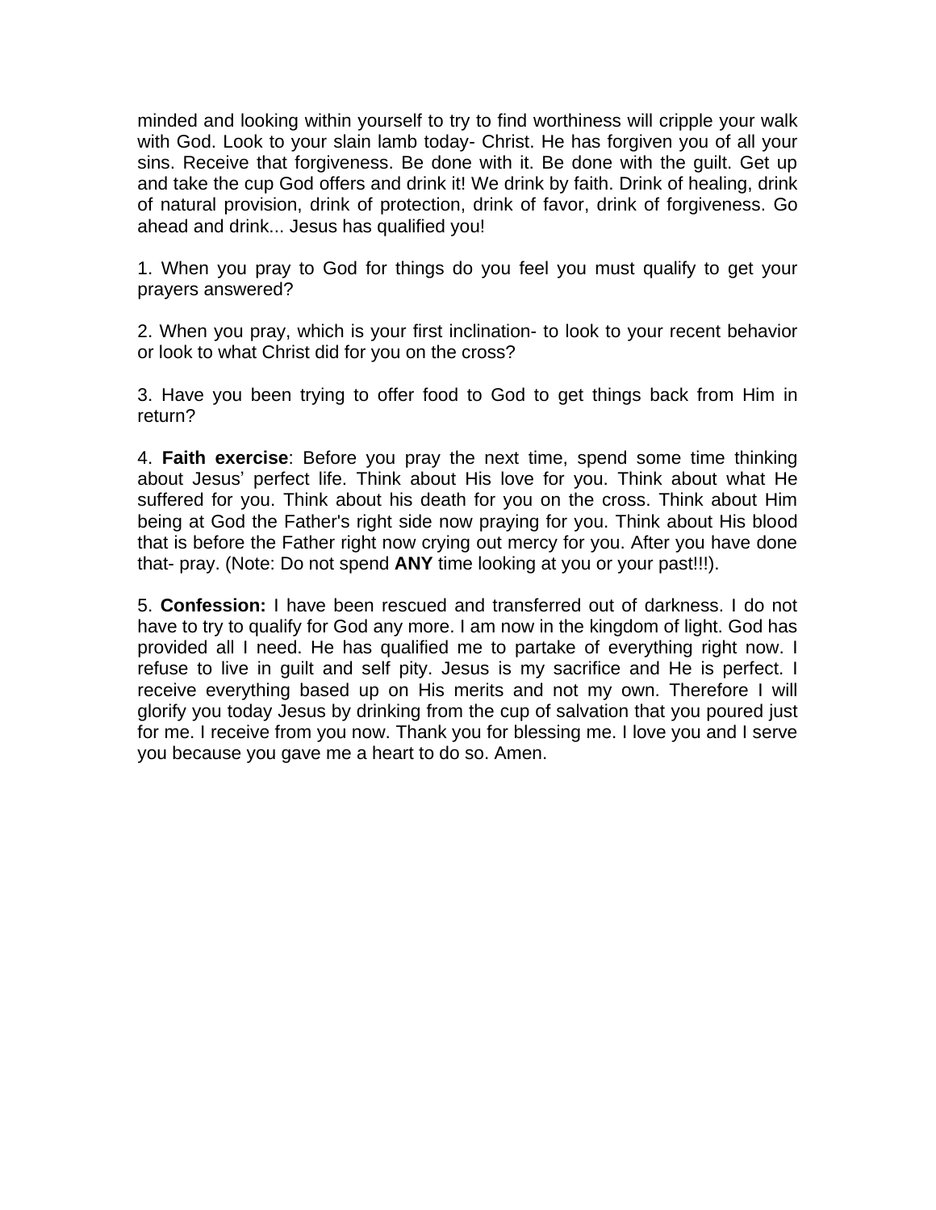minded and looking within yourself to try to find worthiness will cripple your walk with God. Look to your slain lamb today- Christ. He has forgiven you of all your sins. Receive that forgiveness. Be done with it. Be done with the guilt. Get up and take the cup God offers and drink it! We drink by faith. Drink of healing, drink of natural provision, drink of protection, drink of favor, drink of forgiveness. Go ahead and drink... Jesus has qualified you!

1. When you pray to God for things do you feel you must qualify to get your prayers answered?

2. When you pray, which is your first inclination- to look to your recent behavior or look to what Christ did for you on the cross?

3. Have you been trying to offer food to God to get things back from Him in return?

4. **Faith exercise**: Before you pray the next time, spend some time thinking about Jesus' perfect life. Think about His love for you. Think about what He suffered for you. Think about his death for you on the cross. Think about Him being at God the Father's right side now praying for you. Think about His blood that is before the Father right now crying out mercy for you. After you have done that- pray. (Note: Do not spend **ANY** time looking at you or your past!!!).

5. **Confession:** I have been rescued and transferred out of darkness. I do not have to try to qualify for God any more. I am now in the kingdom of light. God has provided all I need. He has qualified me to partake of everything right now. I refuse to live in guilt and self pity. Jesus is my sacrifice and He is perfect. I receive everything based up on His merits and not my own. Therefore I will glorify you today Jesus by drinking from the cup of salvation that you poured just for me. I receive from you now. Thank you for blessing me. I love you and I serve you because you gave me a heart to do so. Amen.